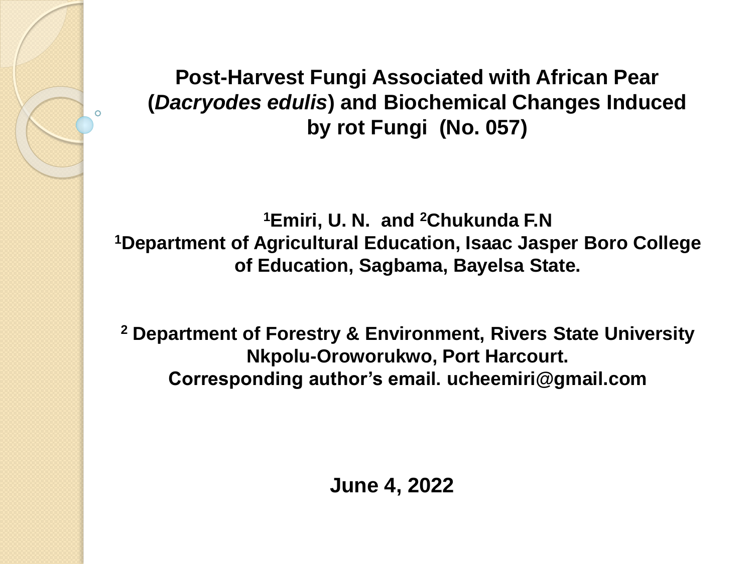# Post-Harvest Fungi Associated with African Pear (*Dacryodes edulis*) and Biochemical Changes Induced by rot Fungi (No. 057)

**[1]Emiri, U. N. and [2]Chukunda F.N**

**[1]Department of Agricultural Education, Isaac Jasper Boro College of Education, Sagbama, Bayelsa State.**

**[2] Department of Forestry & Environment, Rivers State University Nkpolu-Oroworukwo, Port Harcourt.**

**Corresponding author's email. ucheemiri@gmail.com**

**June 4, 2022**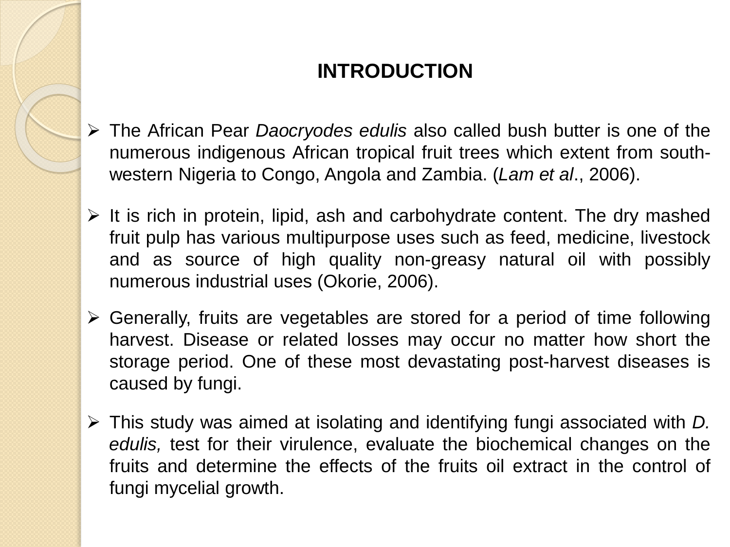## INTRODUCTION

- The African Pear *Daocryodes edulis* also called bush butter is one of the numerous indigenous African tropical fruit trees which extent from south-western Nigeria to Congo, Angola and Zambia. (*Lam et al*., 2006).
- It is rich in protein, lipid, ash and carbohydrate content. The dry mashed fruit pulp has various multipurpose uses such as feed, medicine, livestock and as source of high quality non-greasy natural oil with possibly numerous industrial uses (Okorie, 2006).
- Generally, fruits are vegetables are stored for a period of time following harvest. Disease or related losses may occur no matter how short the storage period. One of these most devastating post-harvest diseases is caused by fungi.
- This study was aimed at isolating and identifying fungi associated with *D. edulis,* test for their virulence, evaluate the biochemical changes on the fruits and determine the effects of the fruits oil extract in the control of fungi mycelial growth.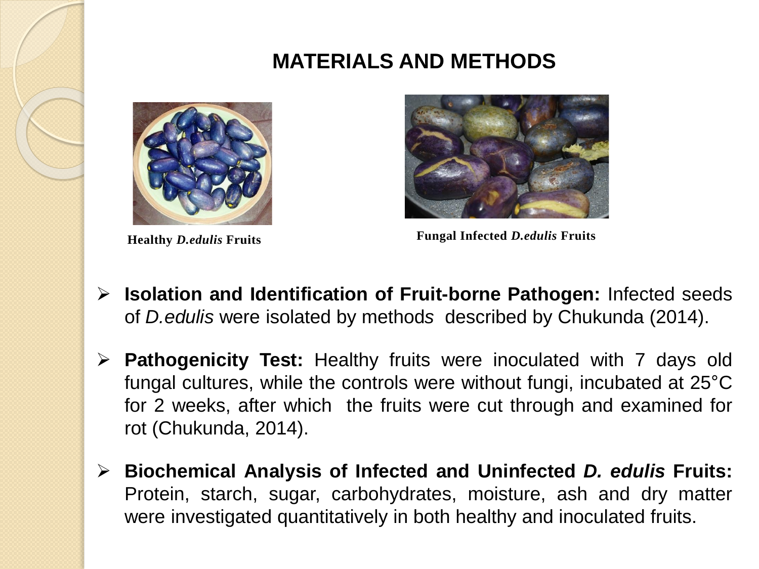# MATERIALS AND METHODS

**Healthy *D.edulis* Fruits**

**Fungal Infected *D.edulis* Fruits**

- **Isolation and Identification of Fruit-borne Pathogen:** Infected seeds of *D.edulis* were isolated by methods described by Chukunda (2014).

- **Pathogenicity Test:** Healthy fruits were inoculated with 7 days old fungal cultures, while the controls were without fungi, incubated at 25°C for 2 weeks, after which the fruits were cut through and examined for rot (Chukunda, 2014).

- **Biochemical Analysis of Infected and Uninfected *D. edulis* Fruits:** Protein, starch, sugar, carbohydrates, moisture, ash and dry matter were investigated quantitatively in both healthy and inoculated fruits.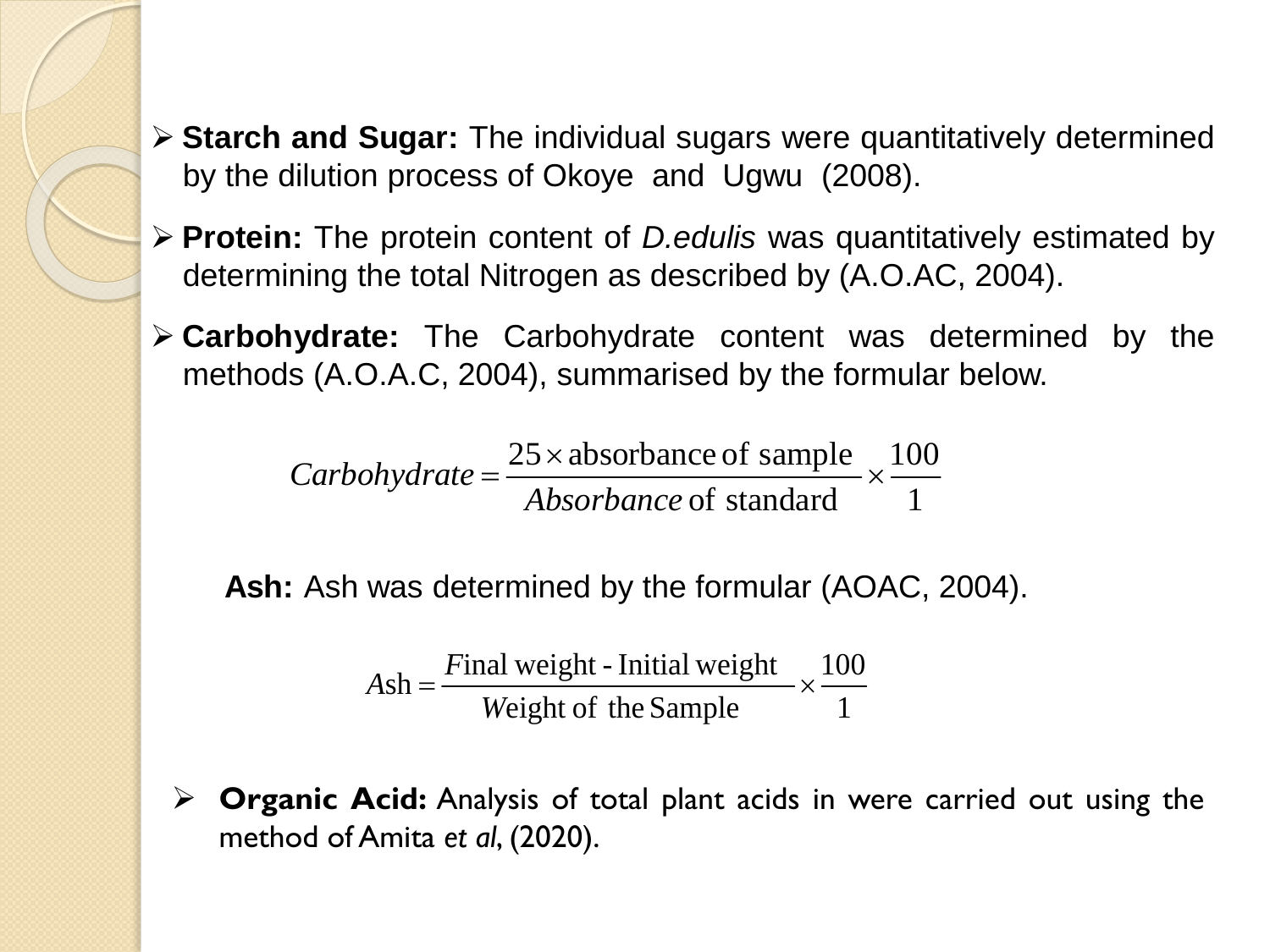- **Starch and Sugar:** The individual sugars were quantitatively determined by the dilution process of Okoye and Ugwu (2008).
- **Protein:** The protein content of *D.edulis* was quantitatively estimated by determining the total Nitrogen as described by (A.O.AC, 2004).
- **Carbohydrate:** The Carbohydrate content was determined by the methods (A.O.A.C, 2004), summarised by the formular below.

$$Carbohydrate = \frac{25 \times \text{absorbance of sample}}{Absorbance \text{ of standard}} \times \frac{100}{1}$$

**Ash:** Ash was determined by the formular (AOAC, 2004).

$$Ash = \frac{\text{Final weight - Initial weight}}{\text{Weight of the Sample}} \times \frac{100}{1}$$

- **Organic Acid:** Analysis of total plant acids in were carried out using the method of Amita *et al*, (2020).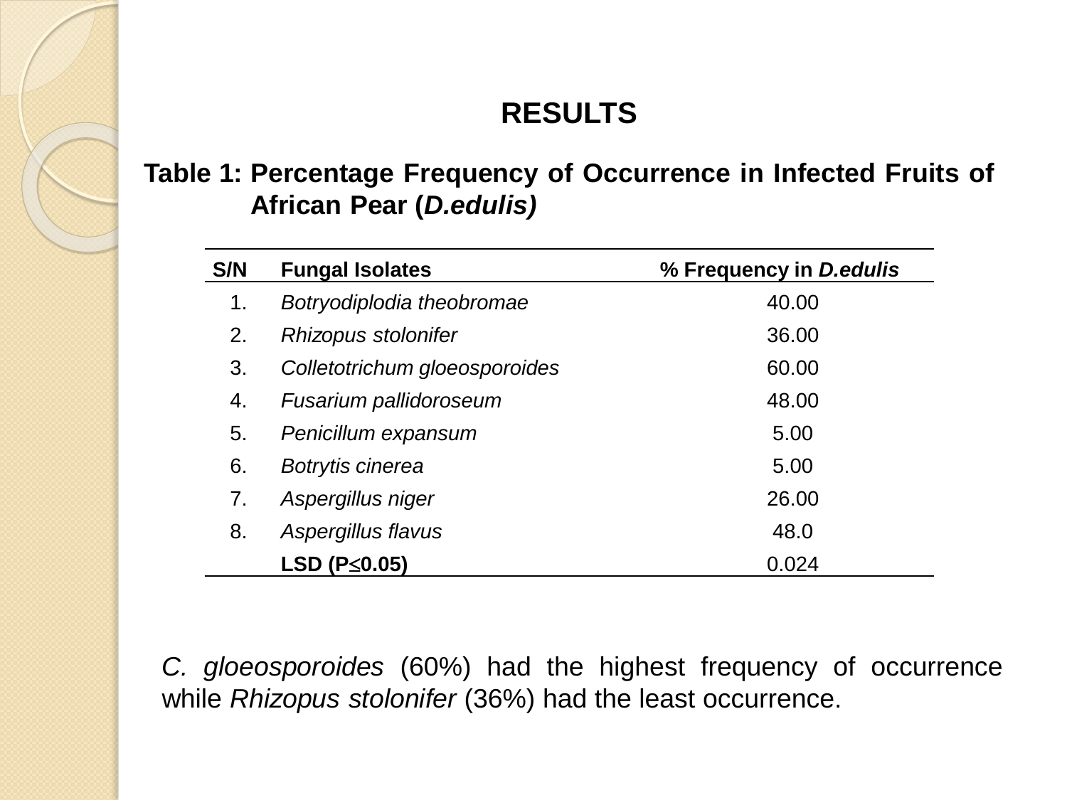# RESULTS

**Table 1: Percentage Frequency of Occurrence in Infected Fruits of African Pear (*D.edulis*)**

| S/N | Fungal Isolates | % Frequency in *D.edulis* |
|---|---|---|
| 1. | *Botryodiplodia theobromae* | 40.00 |
| 2. | *Rhizopus stolonifer* | 36.00 |
| 3. | *Colletotrichum gloeosporoides* | 60.00 |
| 4. | *Fusarium pallidoroseum* | 48.00 |
| 5. | *Penicillum expansum* | 5.00 |
| 6. | *Botrytis cinerea* | 5.00 |
| 7. | *Aspergillus niger* | 26.00 |
| 8. | *Aspergillus flavus* | 48.0 |
| | **LSD ($P \leq 0.05$)** | 0.024 |

*C. gloeosporoides* (60%) had the highest frequency of occurrence while *Rhizopus stolonifer* (36%) had the least occurrence.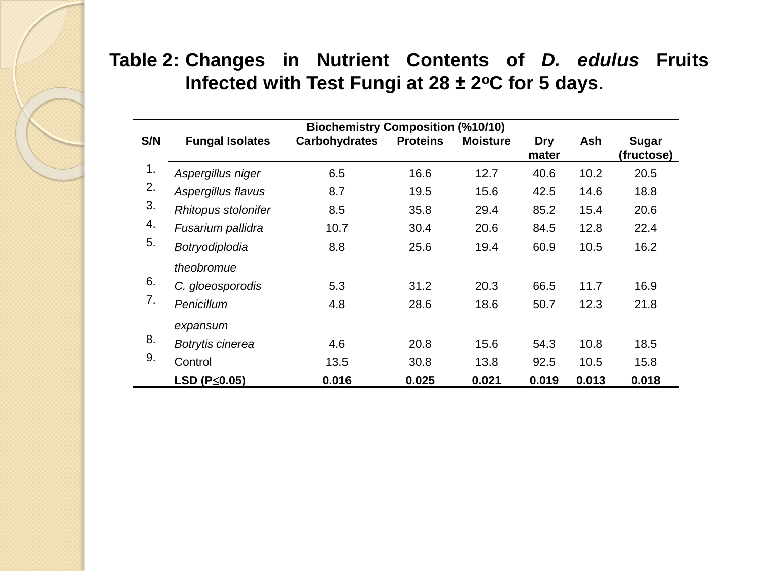**Table 2: Changes in Nutrient Contents of *D. edulus* Fruits Infected with Test Fungi at 28 ± 2$^{o}$C for 5 days.**

| S/N | Fungal Isolates | Biochemistry Composition (%10/10) | | | | | |
|---|---|---|---|---|---|---|---|
| | | Carbohydrates | Proteins | Moisture | Dry mater | Ash | Sugar (fructose) |
| 1. | *Aspergillus niger* | 6.5 | 16.6 | 12.7 | 40.6 | 10.2 | 20.5 |
| 2. | *Aspergillus flavus* | 8.7 | 19.5 | 15.6 | 42.5 | 14.6 | 18.8 |
| 3. | *Rhitopus stolonifer* | 8.5 | 35.8 | 29.4 | 85.2 | 15.4 | 20.6 |
| 4. | *Fusarium pallidra* | 10.7 | 30.4 | 20.6 | 84.5 | 12.8 | 22.4 |
| 5. | *Botryodiplodia theobromue* | 8.8 | 25.6 | 19.4 | 60.9 | 10.5 | 16.2 |
| 6. | *C. gloeosporodis* | 5.3 | 31.2 | 20.3 | 66.5 | 11.7 | 16.9 |
| 7. | *Penicillum expansum* | 4.8 | 28.6 | 18.6 | 50.7 | 12.3 | 21.8 |
| 8. | *Botrytis cinerea* | 4.6 | 20.8 | 15.6 | 54.3 | 10.8 | 18.5 |
| 9. | Control | 13.5 | 30.8 | 13.8 | 92.5 | 10.5 | 15.8 |
| | **LSD ($P \leq 0.05$)** | **0.016** | **0.025** | **0.021** | **0.019** | **0.013** | **0.018** |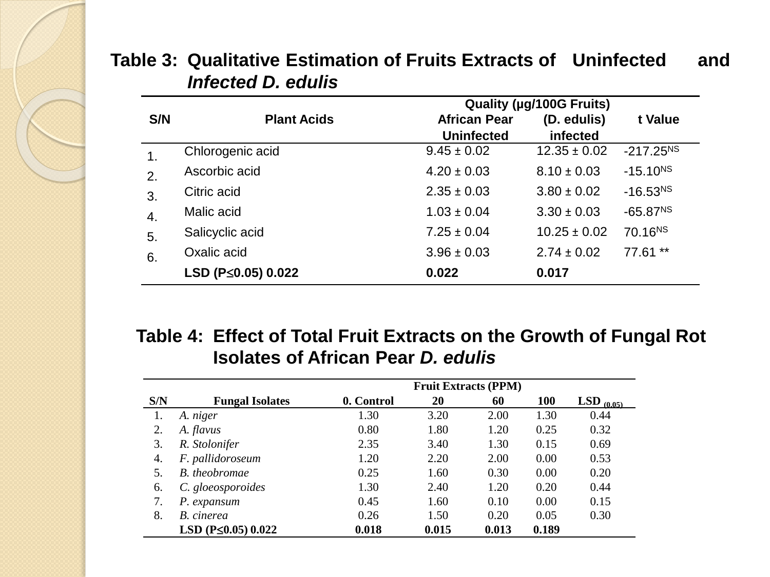**Table 3: Qualitative Estimation of Fruits Extracts of Uninfected and *Infected D. edulis***

| S/N | Plant Acids | Quality (µg/100G Fruits) African Pear Uninfected | (D. edulis) infected | t Value |
|---|---|---|---|---|
| 1. | Chlorogenic acid | 9.45 ± 0.02 | 12.35 ± 0.02 | -217.25$^{NS}$ |
| 2. | Ascorbic acid | 4.20 ± 0.03 | 8.10 ± 0.03 | -15.10$^{NS}$ |
| 3. | Citric acid | 2.35 ± 0.03 | 3.80 ± 0.02 | -16.53$^{NS}$ |
| 4. | Malic acid | 1.03 ± 0.04 | 3.30 ± 0.03 | -65.87$^{NS}$ |
| 5. | Salicyclic acid | 7.25 ± 0.04 | 10.25 ± 0.02 | 70.16$^{NS}$ |
| 6. | Oxalic acid | 3.96 ± 0.03 | 2.74 ± 0.02 | 77.61 ** |
| | **LSD ($P \leq 0.05$) 0.022** | **0.022** | **0.017** | |

**Table 4: Effect of Total Fruit Extracts on the Growth of Fungal Rot Isolates of African Pear *D. edulis***

| | | Fruit Extracts (PPM) | | | | |
|---|---|---|---|---|---|---|
| **S/N** | **Fungal Isolates** | **0. Control** | **20** | **60** | **100** | **LSD $_{(0.05)}$** |
| 1. | *A. niger* | 1.30 | 3.20 | 2.00 | 1.30 | 0.44 |
| 2. | *A. flavus* | 0.80 | 1.80 | 1.20 | 0.25 | 0.32 |
| 3. | *R. Stolonifer* | 2.35 | 3.40 | 1.30 | 0.15 | 0.69 |
| 4. | *F. pallidoroseum* | 1.20 | 2.20 | 2.00 | 0.00 | 0.53 |
| 5. | *B. theobromae* | 0.25 | 1.60 | 0.30 | 0.00 | 0.20 |
| 6. | *C. gloeosporoides* | 1.30 | 2.40 | 1.20 | 0.20 | 0.44 |
| 7. | *P. expansum* | 0.45 | 1.60 | 0.10 | 0.00 | 0.15 |
| 8. | *B. cinerea* | 0.26 | 1.50 | 0.20 | 0.05 | 0.30 |
| | **LSD ($P \leq 0.05$) 0.022** | **0.018** | **0.015** | **0.013** | **0.189** | |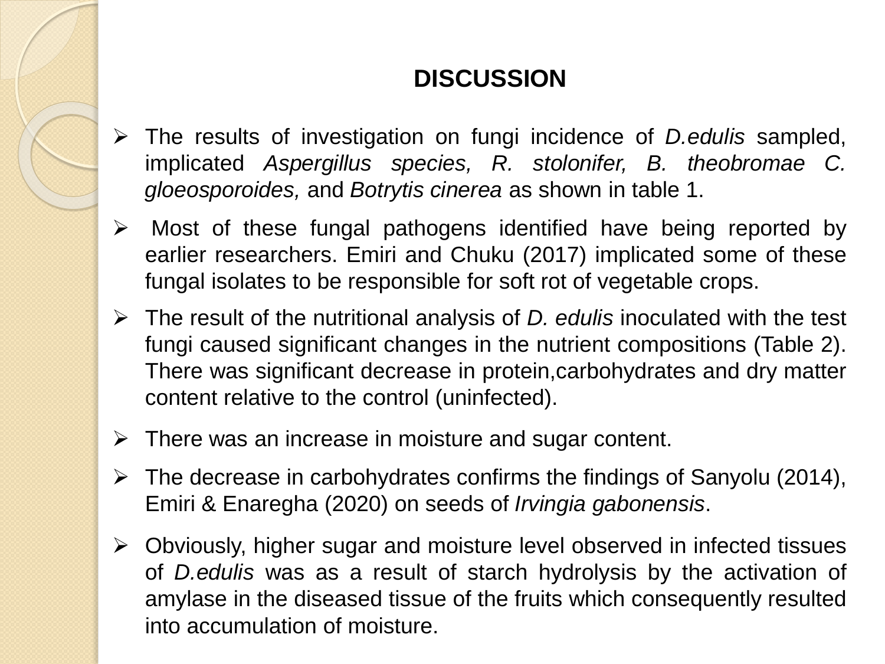# DISCUSSION

- The results of investigation on fungi incidence of *D.edulis* sampled, implicated *Aspergillus species, R. stolonifer, B. theobromae C. gloeosporoides,* and *Botrytis cinerea* as shown in table 1.
- Most of these fungal pathogens identified have being reported by earlier researchers. Emiri and Chuku (2017) implicated some of these fungal isolates to be responsible for soft rot of vegetable crops.
- The result of the nutritional analysis of *D. edulis* inoculated with the test fungi caused significant changes in the nutrient compositions (Table 2). There was significant decrease in protein,carbohydrates and dry matter content relative to the control (uninfected).
- There was an increase in moisture and sugar content.
- The decrease in carbohydrates confirms the findings of Sanyolu (2014), Emiri & Enaregha (2020) on seeds of *Irvingia gabonensis*.
- Obviously, higher sugar and moisture level observed in infected tissues of *D.edulis* was as a result of starch hydrolysis by the activation of amylase in the diseased tissue of the fruits which consequently resulted into accumulation of moisture.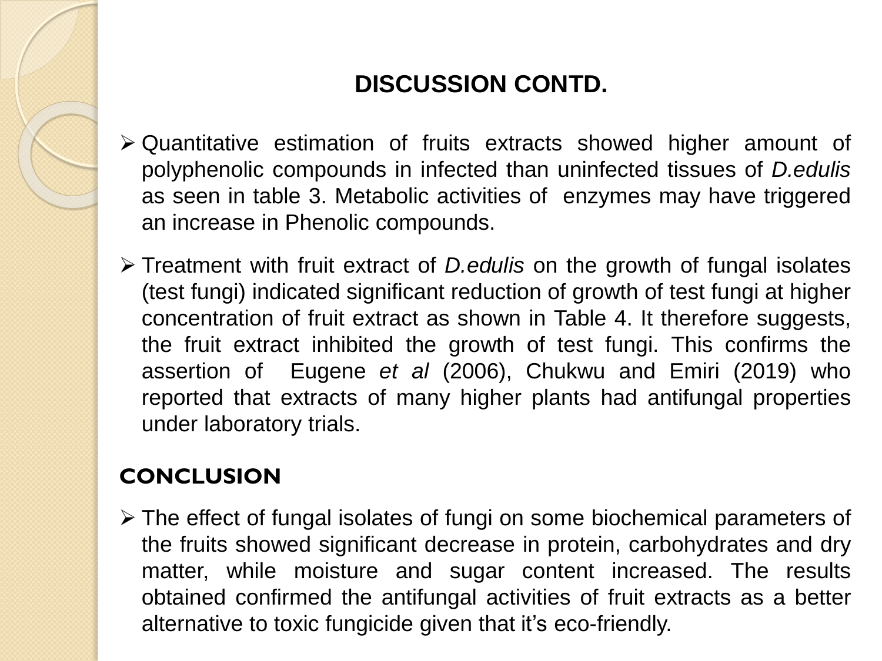## DISCUSSION CONTD.

- Quantitative estimation of fruits extracts showed higher amount of polyphenolic compounds in infected than uninfected tissues of *D.edulis* as seen in table 3. Metabolic activities of enzymes may have triggered an increase in Phenolic compounds.
- Treatment with fruit extract of *D.edulis* on the growth of fungal isolates (test fungi) indicated significant reduction of growth of test fungi at higher concentration of fruit extract as shown in Table 4. It therefore suggests, the fruit extract inhibited the growth of test fungi. This confirms the assertion of Eugene *et al* (2006), Chukwu and Emiri (2019) who reported that extracts of many higher plants had antifungal properties under laboratory trials.

## CONCLUSION

- The effect of fungal isolates of fungi on some biochemical parameters of the fruits showed significant decrease in protein, carbohydrates and dry matter, while moisture and sugar content increased. The results obtained confirmed the antifungal activities of fruit extracts as a better alternative to toxic fungicide given that it's eco-friendly.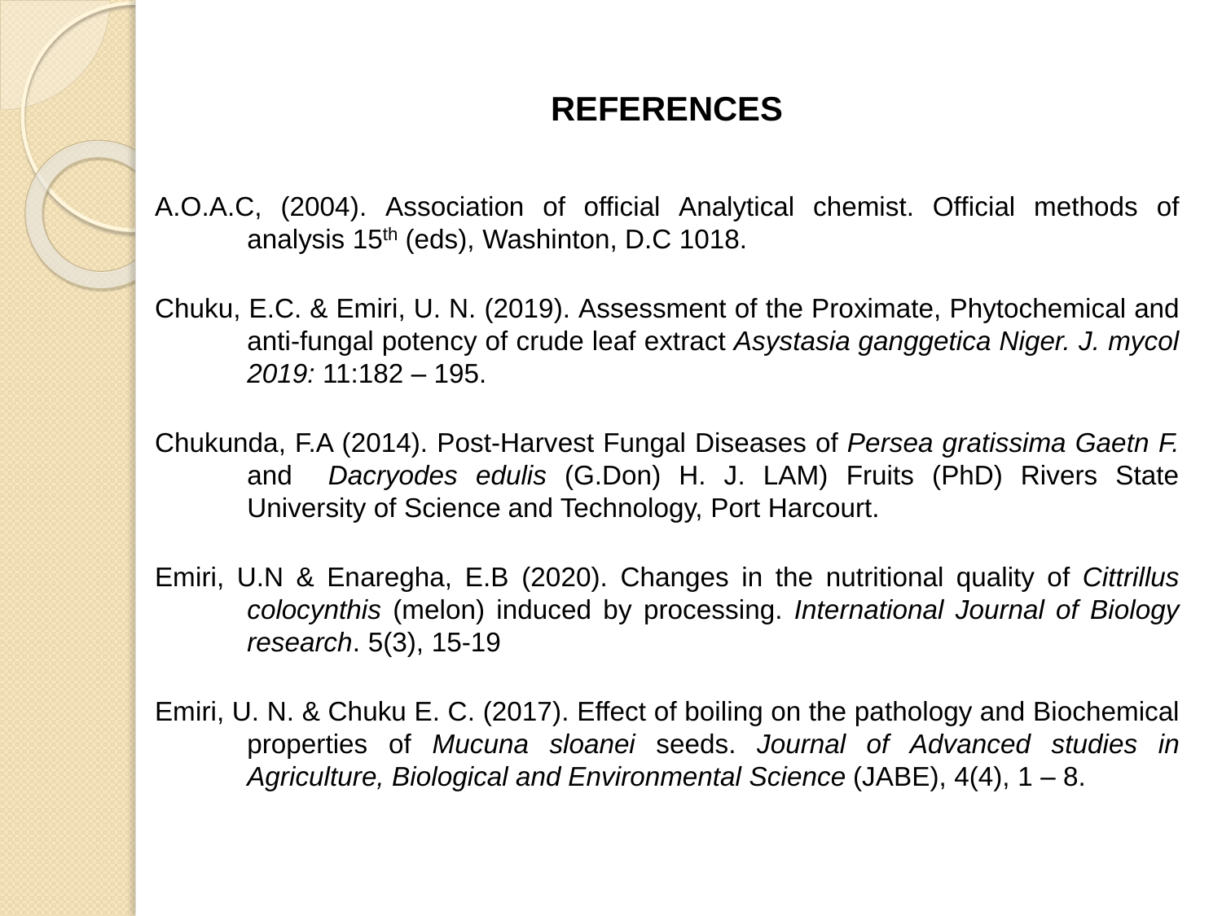# REFERENCES

A.O.A.C, (2004). Association of official Analytical chemist. Official methods of analysis 15th (eds), Washinton, D.C 1018.

Chuku, E.C. & Emiri, U. N. (2019). Assessment of the Proximate, Phytochemical and anti-fungal potency of crude leaf extract *Asystasia ganggetica Niger. J. mycol 2019:* 11:182 – 195.

Chukunda, F.A (2014). Post-Harvest Fungal Diseases of *Persea gratissima Gaetn F.* and *Dacryodes edulis* (G.Don) H. J. LAM) Fruits (PhD) Rivers State University of Science and Technology, Port Harcourt.

Emiri, U.N & Enaregha, E.B (2020). Changes in the nutritional quality of *Cittrillus colocynthis* (melon) induced by processing. *International Journal of Biology research*. 5(3), 15-19

Emiri, U. N. & Chuku E. C. (2017). Effect of boiling on the pathology and Biochemical properties of *Mucuna sloanei* seeds. *Journal of Advanced studies in Agriculture, Biological and Environmental Science* (JABE), 4(4), 1 – 8.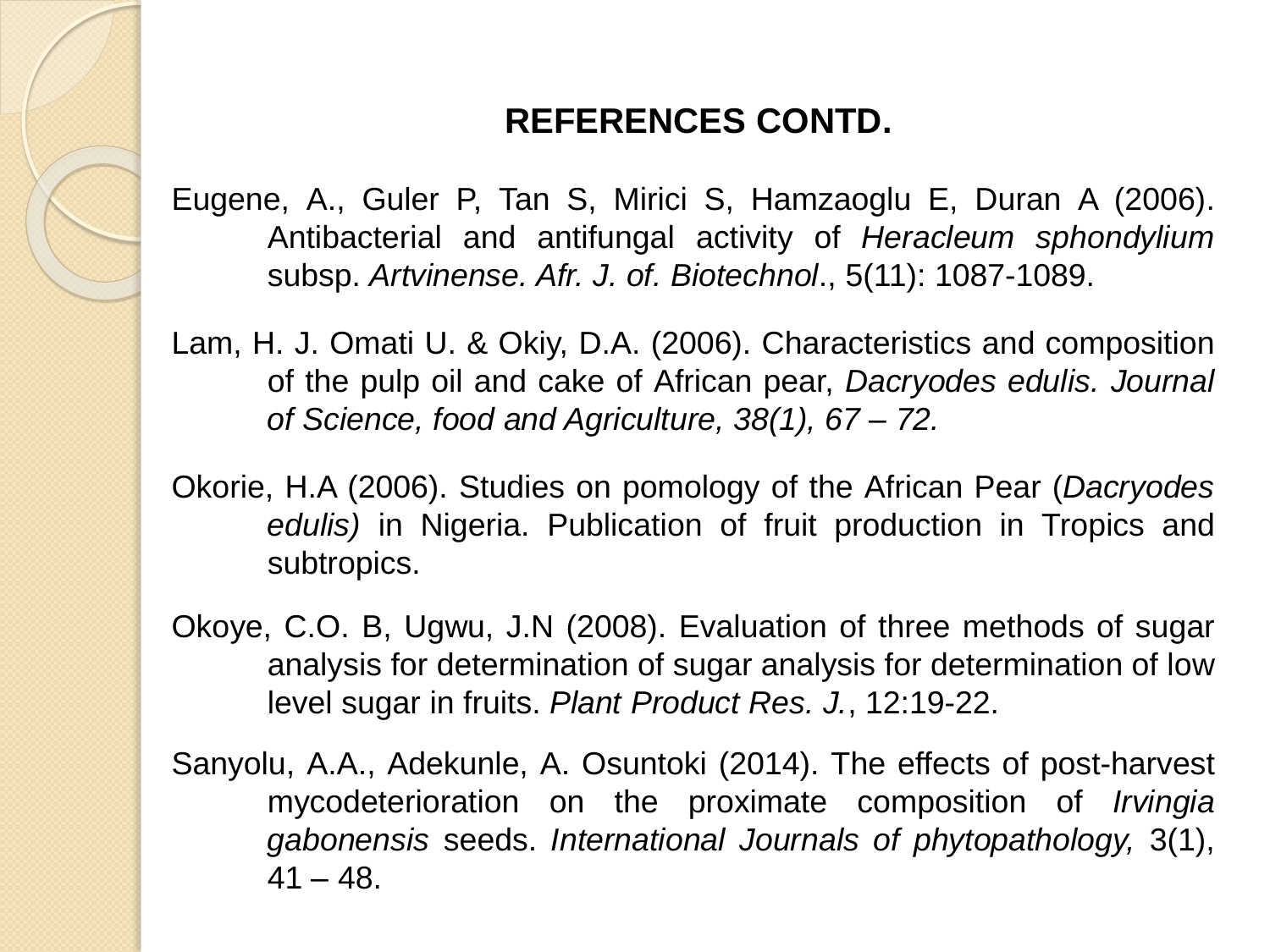## REFERENCES CONTD.

Eugene, A., Guler P, Tan S, Mirici S, Hamzaoglu E, Duran A (2006). Antibacterial and antifungal activity of *Heracleum sphondylium* subsp. *Artvinense. Afr. J. of. Biotechnol*., 5(11): 1087-1089.

Lam, H. J. Omati U. & Okiy, D.A. (2006). Characteristics and composition of the pulp oil and cake of African pear, *Dacryodes edulis. Journal of Science, food and Agriculture, 38(1), 67 – 72.*

Okorie, H.A (2006). Studies on pomology of the African Pear (*Dacryodes edulis)* in Nigeria. Publication of fruit production in Tropics and subtropics.

Okoye, C.O. B, Ugwu, J.N (2008). Evaluation of three methods of sugar analysis for determination of sugar analysis for determination of low level sugar in fruits. *Plant Product Res. J.*, 12:19-22.

Sanyolu, A.A., Adekunle, A. Osuntoki (2014). The effects of post-harvest mycodeterioration on the proximate composition of *Irvingia gabonensis* seeds. *International Journals of phytopathology,* 3(1), 41 – 48.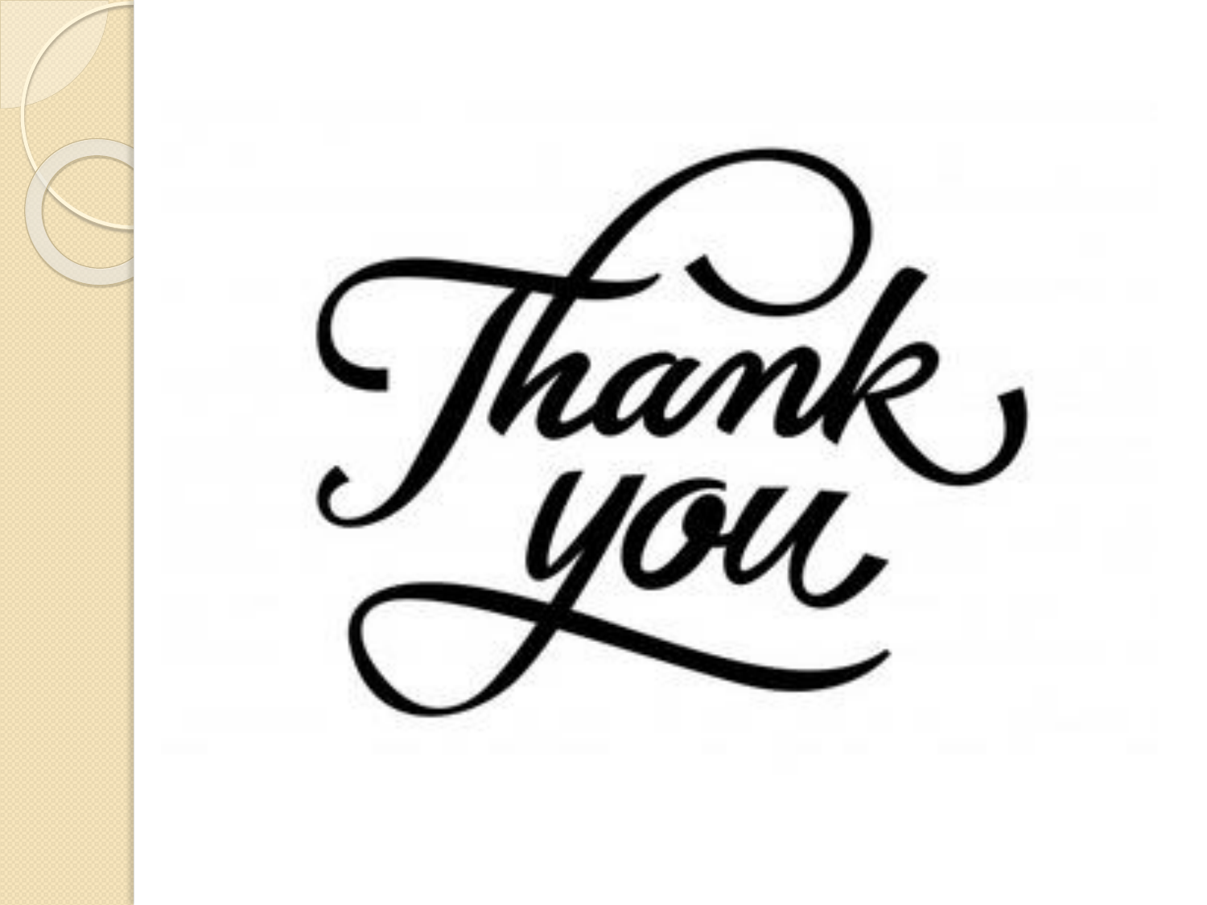Thank you